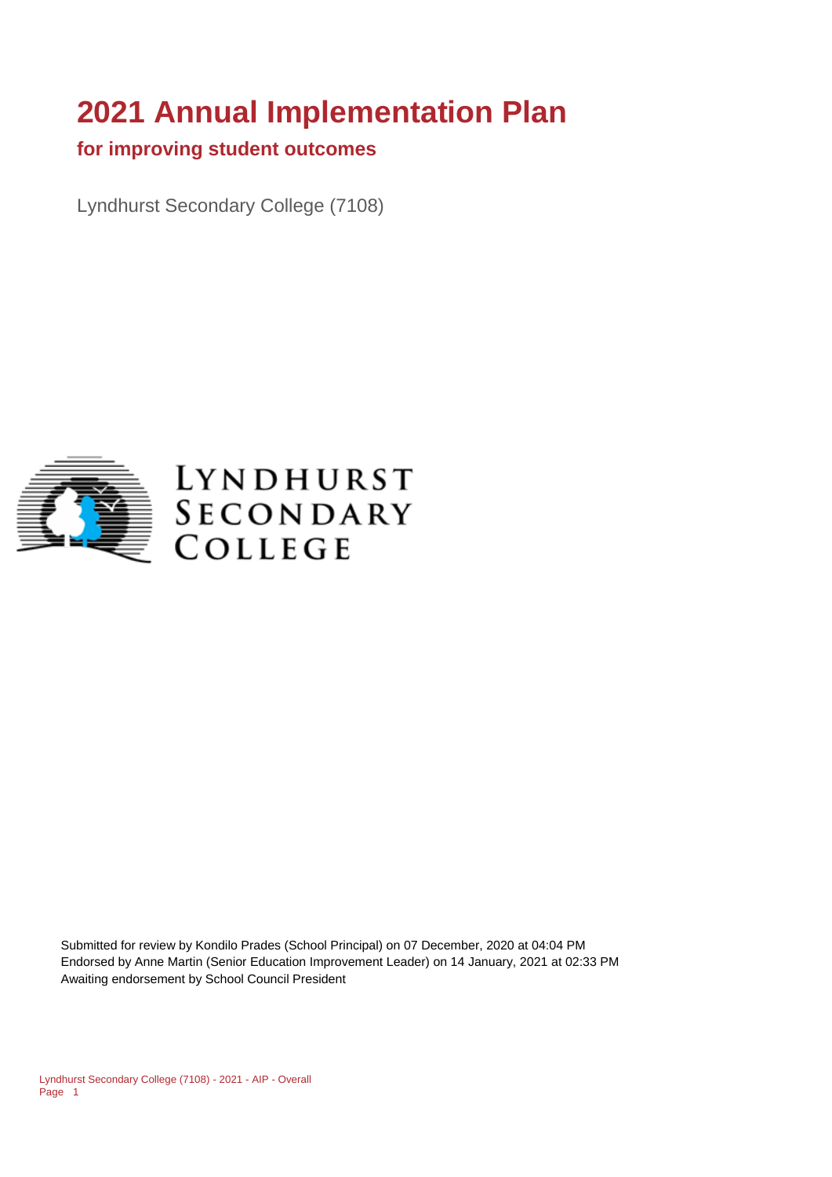# 2021 Annual Implementation Plan

## for improving student outcomes

Lyndhurst Secondary College (7108)

LYNDHURST SECONDARY COLLEGE

Submitted for review by Kondilo Prades (School Principal) on 07 December, 2020 at 04:04 PM
Endorsed by Anne Martin (Senior Education Improvement Leader) on 14 January, 2021 at 02:33 PM
Awaiting endorsement by School Council President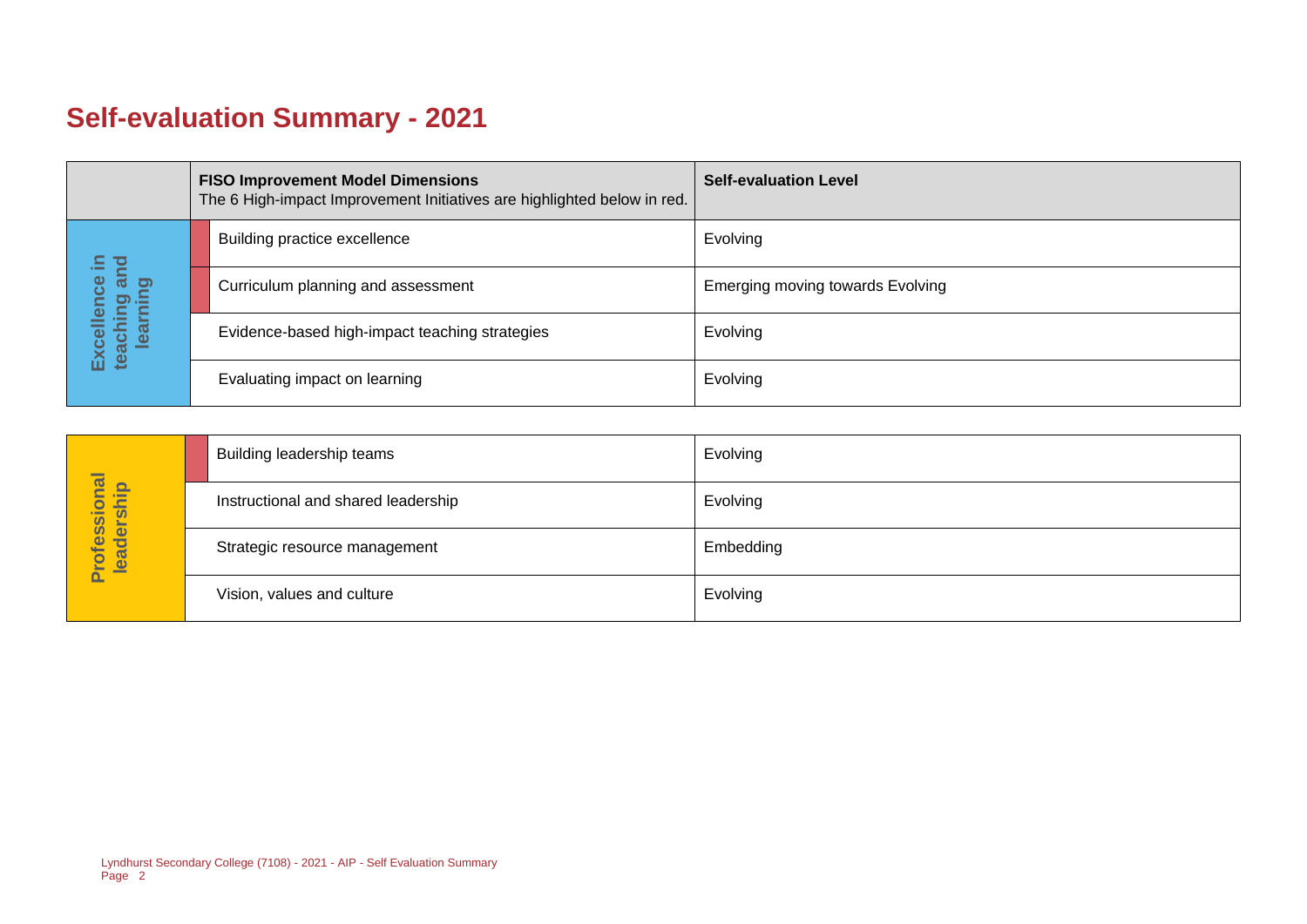# Self-evaluation Summary - 2021

| | FISO Improvement Model Dimensions<br>The 6 High-impact Improvement Initiatives are highlighted below in red. | Self-evaluation Level |
|---|---|---|
| Excellence in teaching and learning | Building practice excellence | Evolving |
| | Curriculum planning and assessment | Emerging moving towards Evolving |
| | Evidence-based high-impact teaching strategies | Evolving |
| | Evaluating impact on learning | Evolving |

| | | |
|---|---|---|
| Professional leadership | Building leadership teams | Evolving |
| | Instructional and shared leadership | Evolving |
| | Strategic resource management | Embedding |
| | Vision, values and culture | Evolving |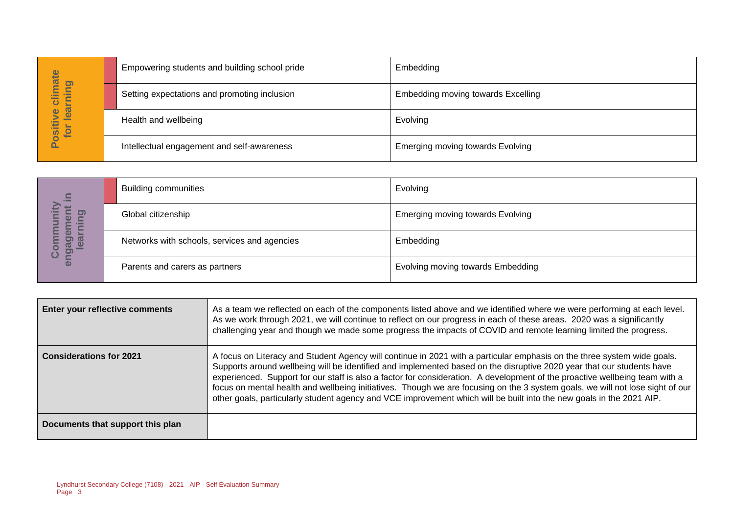| | | |
|---|---|---|
| Positive climate for learning | Empowering students and building school pride | Embedding |
| | Setting expectations and promoting inclusion | Embedding moving towards Excelling |
| | Health and wellbeing | Evolving |
| | Intellectual engagement and self-awareness | Emerging moving towards Evolving |

| | | |
|---|---|---|
| Community engagement in learning | Building communities | Evolving |
| | Global citizenship | Emerging moving towards Evolving |
| | Networks with schools, services and agencies | Embedding |
| | Parents and carers as partners | Evolving moving towards Embedding |

| | |
|---|---|
| **Enter your reflective comments** | As a team we reflected on each of the components listed above and we identified where we were performing at each level. As we work through 2021, we will continue to reflect on our progress in each of these areas. 2020 was a significantly challenging year and though we made some progress the impacts of COVID and remote learning limited the progress. |
| **Considerations for 2021** | A focus on Literacy and Student Agency will continue in 2021 with a particular emphasis on the three system wide goals. Supports around wellbeing will be identified and implemented based on the disruptive 2020 year that our students have experienced. Support for our staff is also a factor for consideration. A development of the proactive wellbeing team with a focus on mental health and wellbeing initiatives. Though we are focusing on the 3 system goals, we will not lose sight of our other goals, particularly student agency and VCE improvement which will be built into the new goals in the 2021 AIP. |
| **Documents that support this plan** | |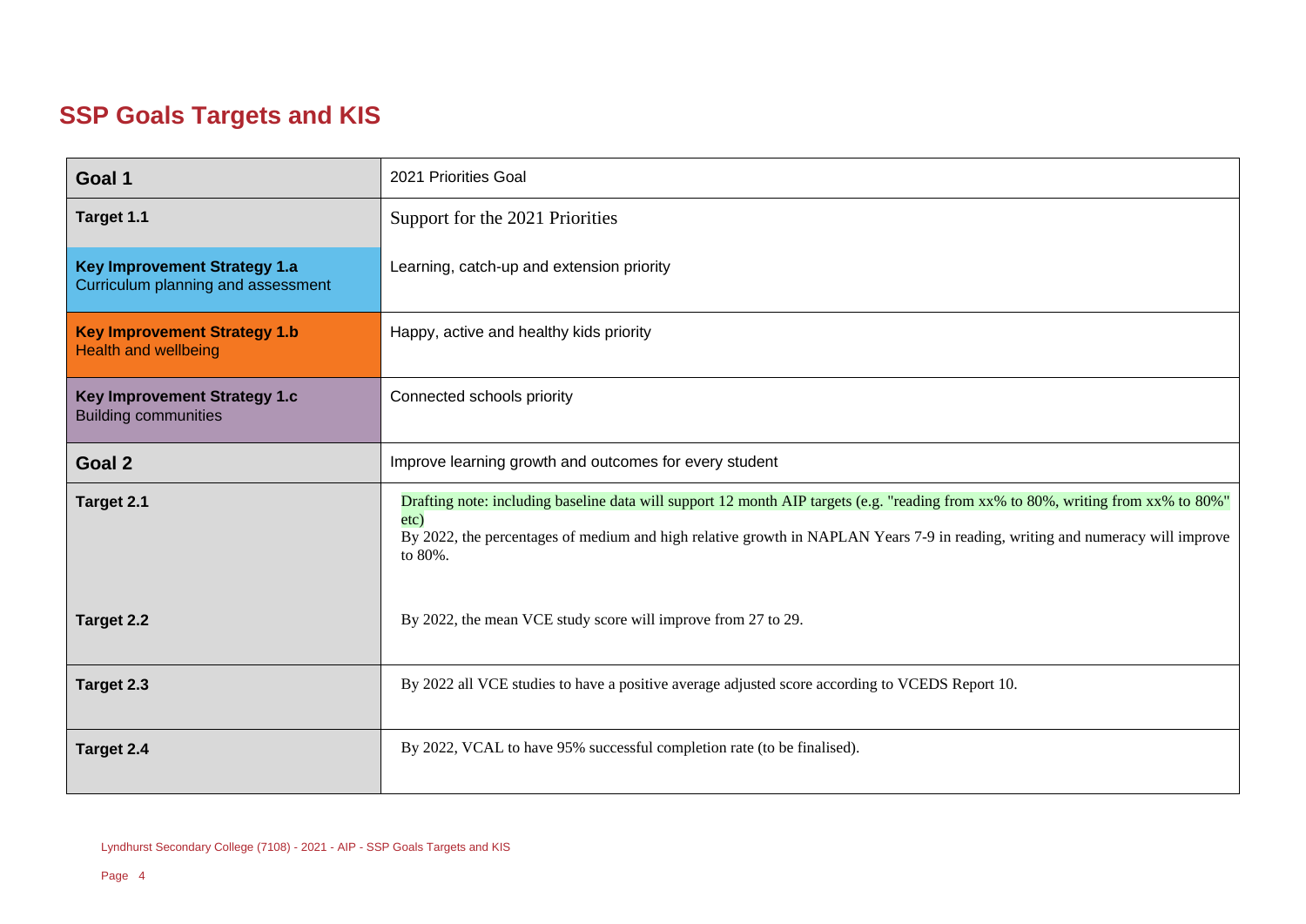## SSP Goals Targets and KIS

| | |
|---|---|
| **Goal 1** | 2021 Priorities Goal |
| **Target 1.1** | Support for the 2021 Priorities |
| **Key Improvement Strategy 1.a** Curriculum planning and assessment | Learning, catch-up and extension priority |
| **Key Improvement Strategy 1.b** Health and wellbeing | Happy, active and healthy kids priority |
| **Key Improvement Strategy 1.c** Building communities | Connected schools priority |
| **Goal 2** | Improve learning growth and outcomes for every student |
| **Target 2.1** | Drafting note: including baseline data will support 12 month AIP targets (e.g. "reading from xx% to 80%, writing from xx% to 80%" etc) By 2022, the percentages of medium and high relative growth in NAPLAN Years 7-9 in reading, writing and numeracy will improve to 80%. |
| **Target 2.2** | By 2022, the mean VCE study score will improve from 27 to 29. |
| **Target 2.3** | By 2022 all VCE studies to have a positive average adjusted score according to VCEDS Report 10. |
| **Target 2.4** | By 2022, VCAL to have 95% successful completion rate (to be finalised). |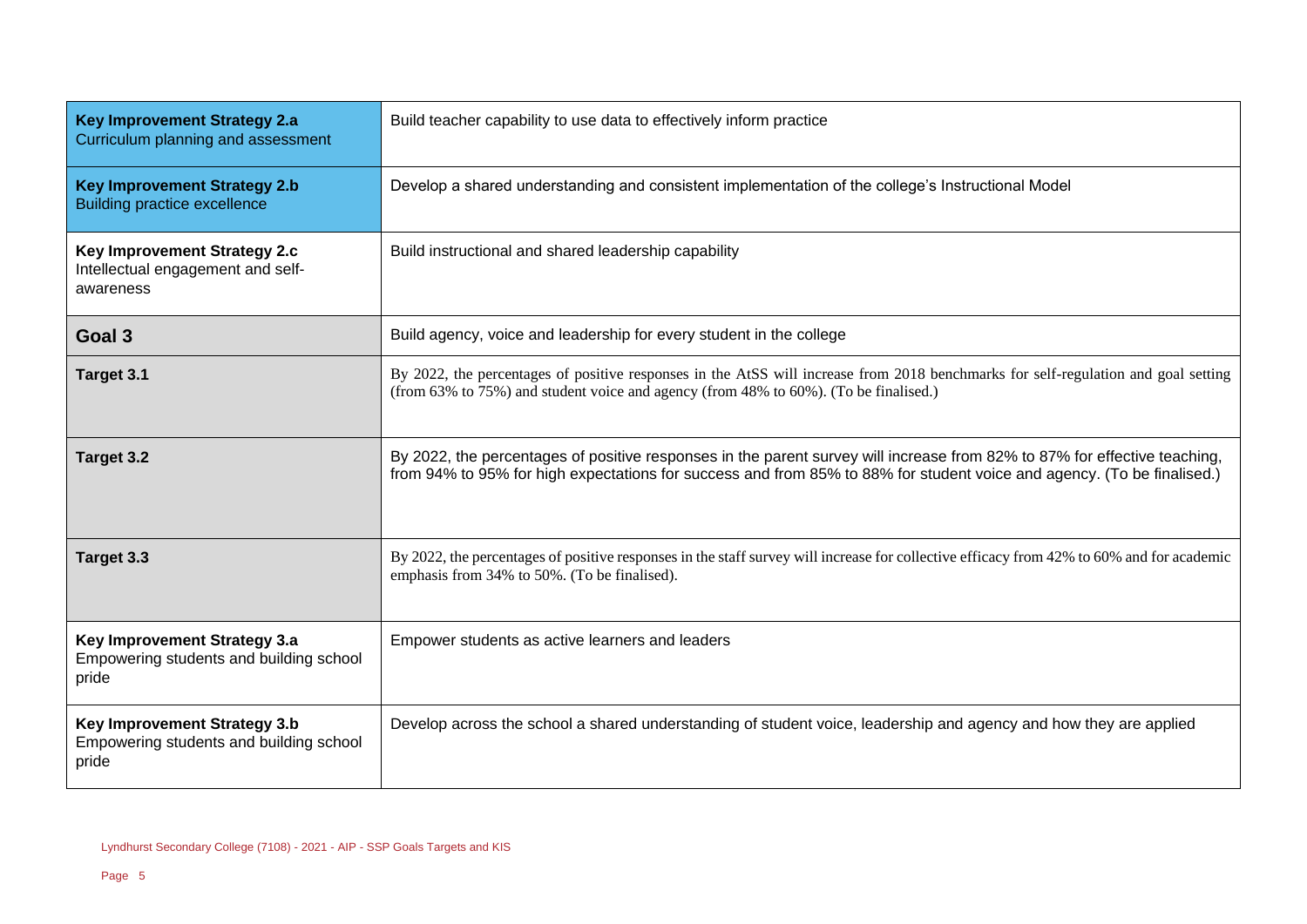| | |
|---|---|
| **Key Improvement Strategy 2.a** Curriculum planning and assessment | Build teacher capability to use data to effectively inform practice |
| **Key Improvement Strategy 2.b** Building practice excellence | Develop a shared understanding and consistent implementation of the college's Instructional Model |
| **Key Improvement Strategy 2.c** Intellectual engagement and self-awareness | Build instructional and shared leadership capability |
| **Goal 3** | Build agency, voice and leadership for every student in the college |
| **Target 3.1** | By 2022, the percentages of positive responses in the AtSS will increase from 2018 benchmarks for self-regulation and goal setting (from 63% to 75%) and student voice and agency (from 48% to 60%). (To be finalised.) |
| **Target 3.2** | By 2022, the percentages of positive responses in the parent survey will increase from 82% to 87% for effective teaching, from 94% to 95% for high expectations for success and from 85% to 88% for student voice and agency. (To be finalised.) |
| **Target 3.3** | By 2022, the percentages of positive responses in the staff survey will increase for collective efficacy from 42% to 60% and for academic emphasis from 34% to 50%. (To be finalised). |
| **Key Improvement Strategy 3.a** Empowering students and building school pride | Empower students as active learners and leaders |
| **Key Improvement Strategy 3.b** Empowering students and building school pride | Develop across the school a shared understanding of student voice, leadership and agency and how they are applied |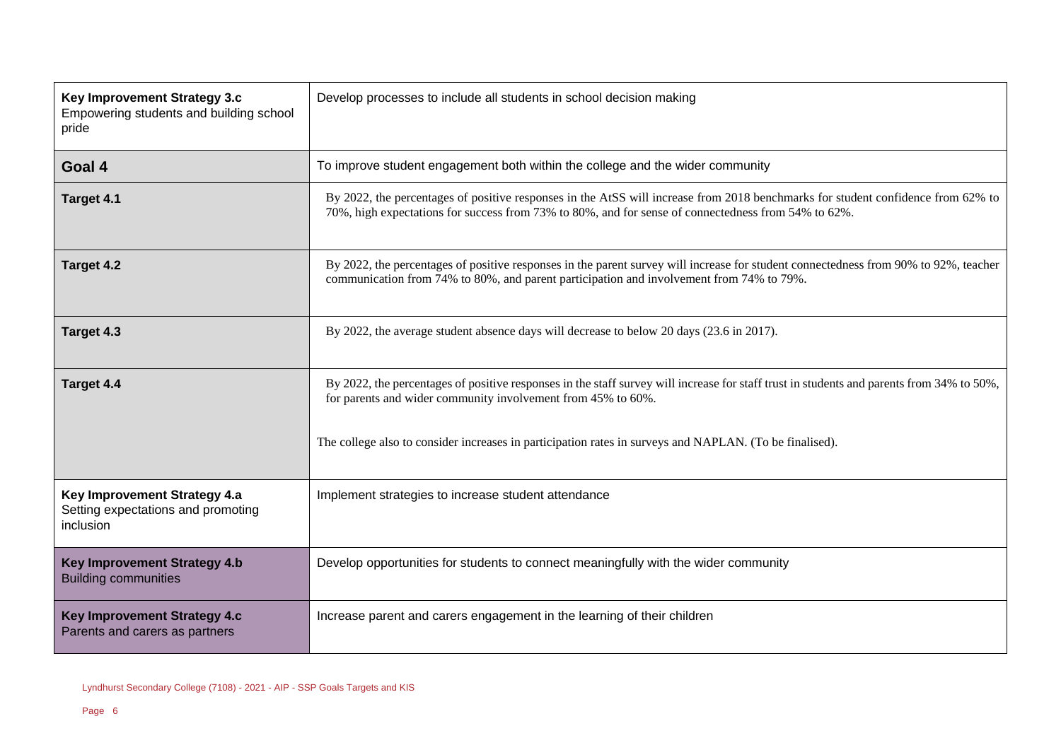| | |
|---|---|
| **Key Improvement Strategy 3.c** Empowering students and building school pride | Develop processes to include all students in school decision making |
| **Goal 4** | To improve student engagement both within the college and the wider community |
| **Target 4.1** | By 2022, the percentages of positive responses in the AtSS will increase from 2018 benchmarks for student confidence from 62% to 70%, high expectations for success from 73% to 80%, and for sense of connectedness from 54% to 62%. |
| **Target 4.2** | By 2022, the percentages of positive responses in the parent survey will increase for student connectedness from 90% to 92%, teacher communication from 74% to 80%, and parent participation and involvement from 74% to 79%. |
| **Target 4.3** | By 2022, the average student absence days will decrease to below 20 days (23.6 in 2017). |
| **Target 4.4** | By 2022, the percentages of positive responses in the staff survey will increase for staff trust in students and parents from 34% to 50%, for parents and wider community involvement from 45% to 60%.<br><br>The college also to consider increases in participation rates in surveys and NAPLAN. (To be finalised). |
| **Key Improvement Strategy 4.a** Setting expectations and promoting inclusion | Implement strategies to increase student attendance |
| **Key Improvement Strategy 4.b** Building communities | Develop opportunities for students to connect meaningfully with the wider community |
| **Key Improvement Strategy 4.c** Parents and carers as partners | Increase parent and carers engagement in the learning of their children |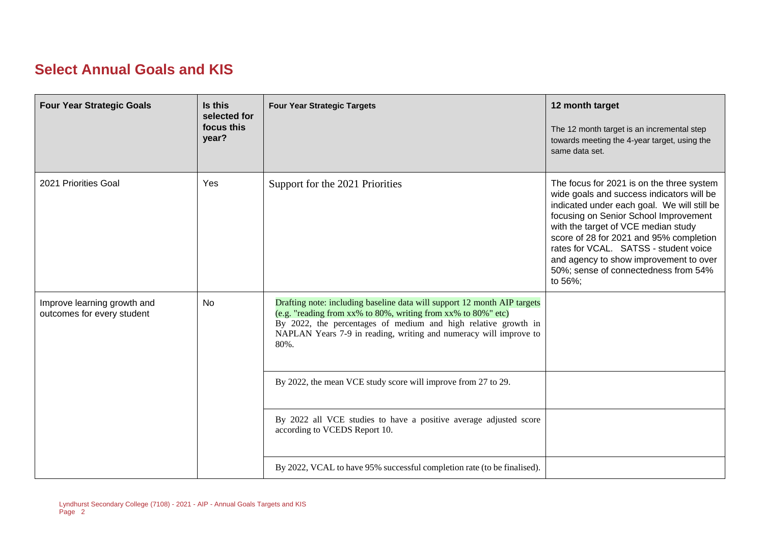## Select Annual Goals and KIS

| Four Year Strategic Goals | Is this selected for focus this year? | Four Year Strategic Targets | 12 month target<br>The 12 month target is an incremental step towards meeting the 4-year target, using the same data set. |
|---|---|---|---|
| 2021 Priorities Goal | Yes | Support for the 2021 Priorities | The focus for 2021 is on the three system wide goals and success indicators will be indicated under each goal. We will still be focusing on Senior School Improvement with the target of VCE median study score of 28 for 2021 and 95% completion rates for VCAL. SATSS - student voice and agency to show improvement to over 50%; sense of connectedness from 54% to 56%; |
| Improve learning growth and outcomes for every student | No | Drafting note: including baseline data will support 12 month AIP targets (e.g. "reading from xx% to 80%, writing from xx% to 80%" etc)<br>By 2022, the percentages of medium and high relative growth in NAPLAN Years 7-9 in reading, writing and numeracy will improve to 80%. | |
| | | By 2022, the mean VCE study score will improve from 27 to 29. | |
| | | By 2022 all VCE studies to have a positive average adjusted score according to VCEDS Report 10. | |
| | | By 2022, VCAL to have 95% successful completion rate (to be finalised). | |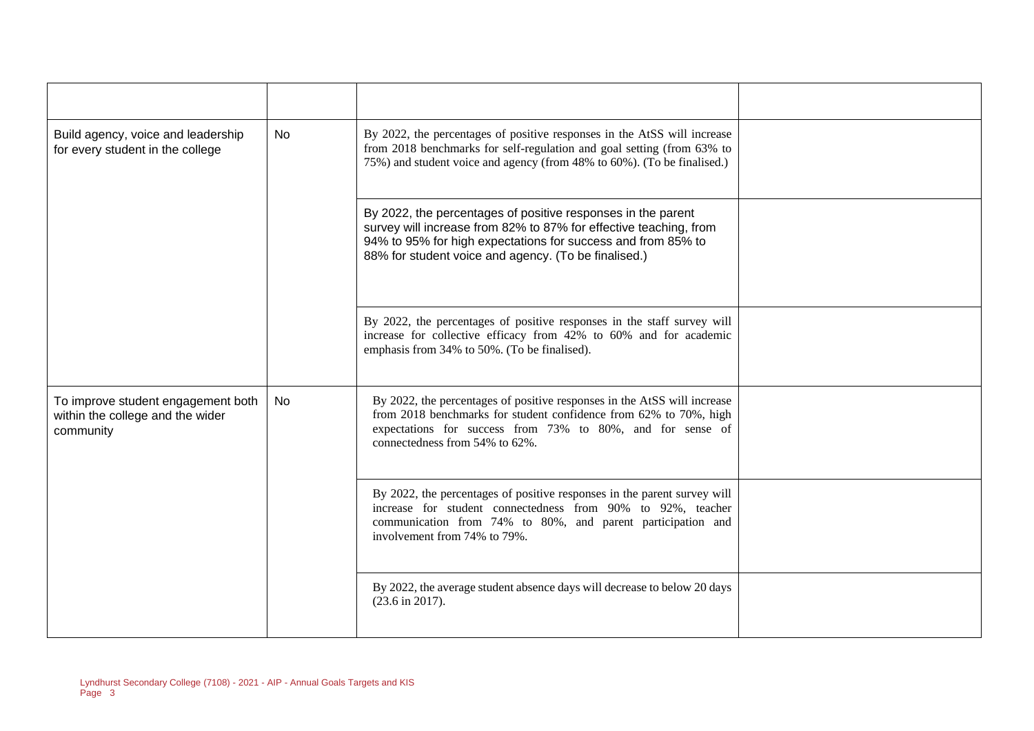| | | | |
|---|---|---|---|
| | | | |
| Build agency, voice and leadership for every student in the college | No | By 2022, the percentages of positive responses in the AtSS will increase from 2018 benchmarks for self-regulation and goal setting (from 63% to 75%) and student voice and agency (from 48% to 60%). (To be finalised.) | |
| | | By 2022, the percentages of positive responses in the parent survey will increase from 82% to 87% for effective teaching, from 94% to 95% for high expectations for success and from 85% to 88% for student voice and agency. (To be finalised.) | |
| | | By 2022, the percentages of positive responses in the staff survey will increase for collective efficacy from 42% to 60% and for academic emphasis from 34% to 50%. (To be finalised). | |
| To improve student engagement both within the college and the wider community | No | By 2022, the percentages of positive responses in the AtSS will increase from 2018 benchmarks for student confidence from 62% to 70%, high expectations for success from 73% to 80%, and for sense of connectedness from 54% to 62%. | |
| | | By 2022, the percentages of positive responses in the parent survey will increase for student connectedness from 90% to 92%, teacher communication from 74% to 80%, and parent participation and involvement from 74% to 79%. | |
| | | By 2022, the average student absence days will decrease to below 20 days (23.6 in 2017). | |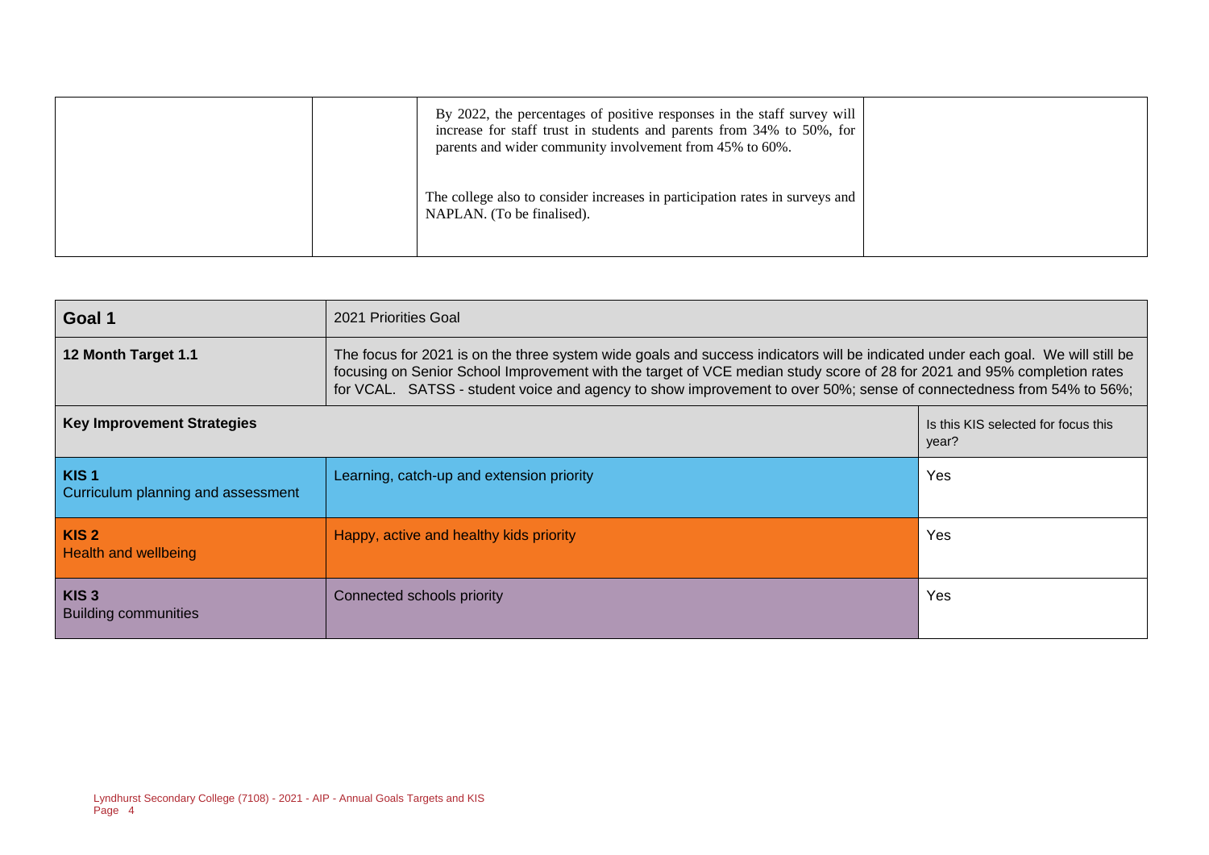| | | | |
|---|---|---|---|
| | | By 2022, the percentages of positive responses in the staff survey will increase for staff trust in students and parents from 34% to 50%, for parents and wider community involvement from 45% to 60%.<br><br>The college also to consider increases in participation rates in surveys and NAPLAN. (To be finalised). | |

| | | |
|---|---|---|
| **Goal 1** | 2021 Priorities Goal | |
| **12 Month Target 1.1** | The focus for 2021 is on the three system wide goals and success indicators will be indicated under each goal. We will still be focusing on Senior School Improvement with the target of VCE median study score of 28 for 2021 and 95% completion rates for VCAL. SATSS - student voice and agency to show improvement to over 50%; sense of connectedness from 54% to 56%; | |
| **Key Improvement Strategies** | | Is this KIS selected for focus this year? |
| **KIS 1**<br>Curriculum planning and assessment | Learning, catch-up and extension priority | Yes |
| **KIS 2**<br>Health and wellbeing | Happy, active and healthy kids priority | Yes |
| **KIS 3**<br>Building communities | Connected schools priority | Yes |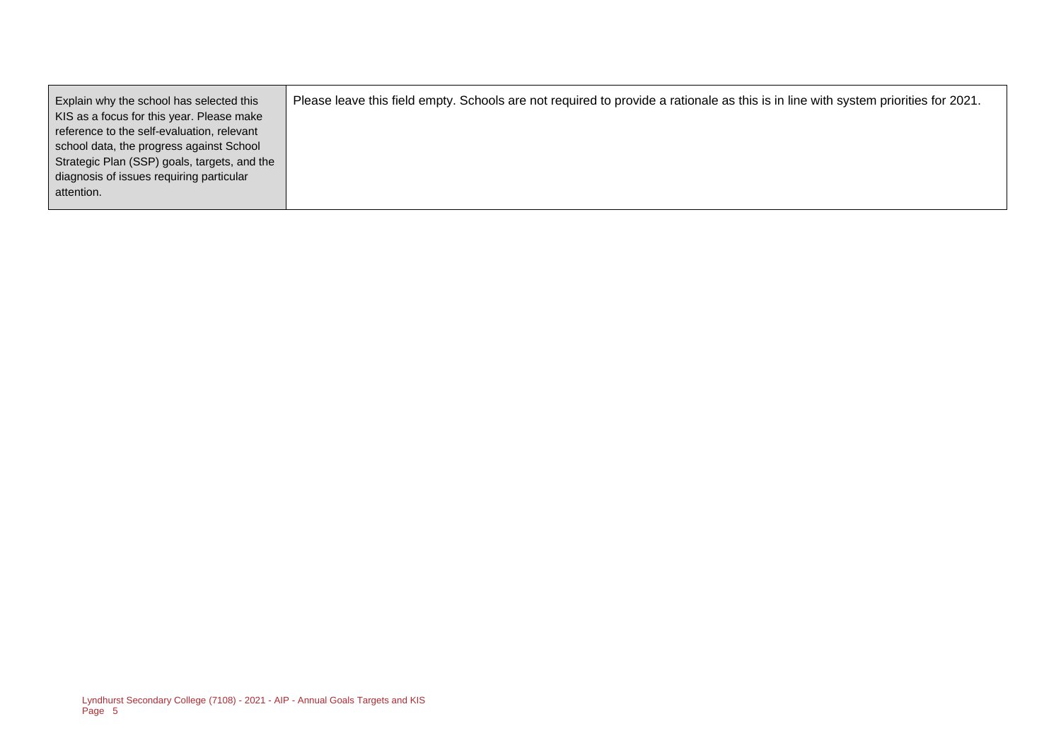| | |
|---|---|
| Explain why the school has selected this KIS as a focus for this year. Please make reference to the self-evaluation, relevant school data, the progress against School Strategic Plan (SSP) goals, targets, and the diagnosis of issues requiring particular attention. | Please leave this field empty. Schools are not required to provide a rationale as this is in line with system priorities for 2021. |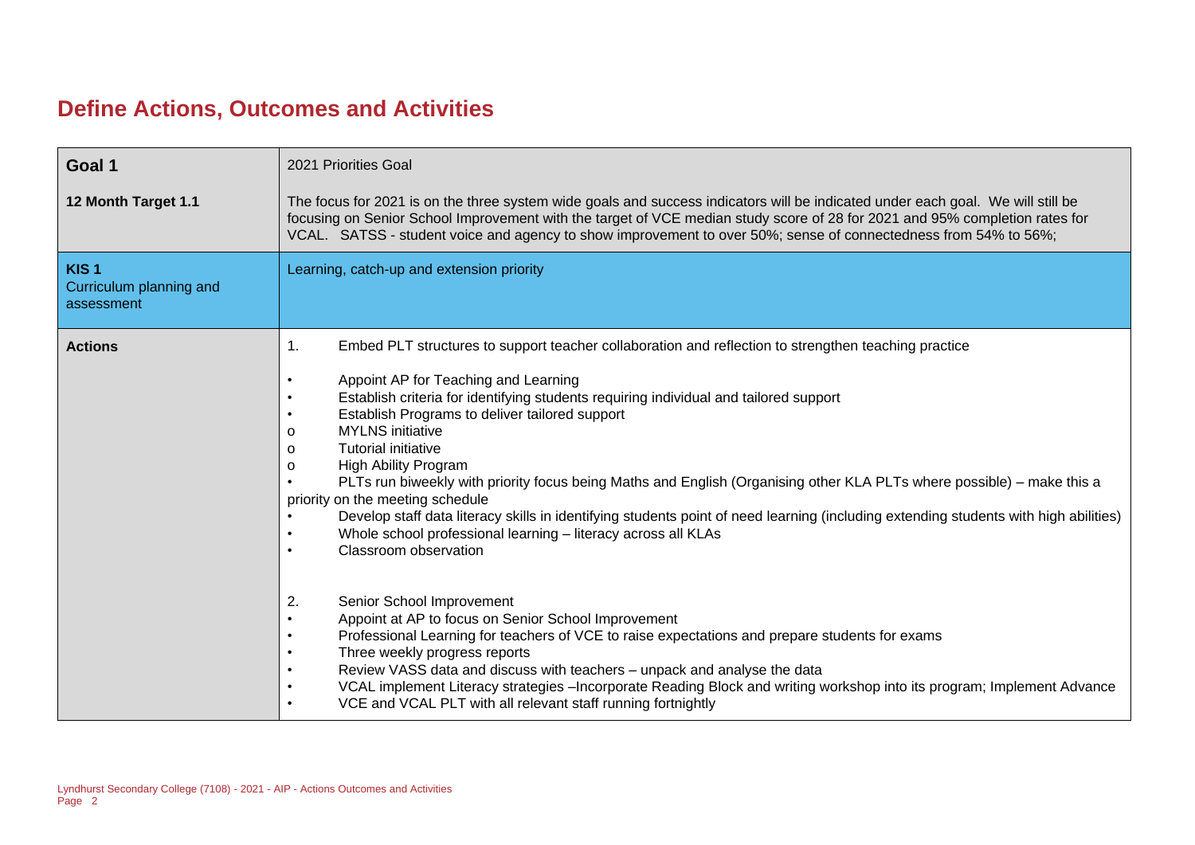# Define Actions, Outcomes and Activities

| | |
|---|---|
| **Goal 1** | 2021 Priorities Goal |
| **12 Month Target 1.1** | The focus for 2021 is on the three system wide goals and success indicators will be indicated under each goal. We will still be focusing on Senior School Improvement with the target of VCE median study score of 28 for 2021 and 95% completion rates for VCAL. SATSS - student voice and agency to show improvement to over 50%; sense of connectedness from 54% to 56%; |
| **KIS 1** Curriculum planning and assessment | Learning, catch-up and extension priority |
| **Actions** | 1. Embed PLT structures to support teacher collaboration and reflection to strengthen teaching practice<br><br>• Appoint AP for Teaching and Learning<br>• Establish criteria for identifying students requiring individual and tailored support<br>• Establish Programs to deliver tailored support<br>o MYLNS initiative<br>o Tutorial initiative<br>o High Ability Program<br>• PLTs run biweekly with priority focus being Maths and English (Organising other KLA PLTs where possible) – make this a priority on the meeting schedule<br>• Develop staff data literacy skills in identifying students point of need learning (including extending students with high abilities)<br>• Whole school professional learning – literacy across all KLAs<br>• Classroom observation<br><br>2. Senior School Improvement<br>• Appoint at AP to focus on Senior School Improvement<br>• Professional Learning for teachers of VCE to raise expectations and prepare students for exams<br>• Three weekly progress reports<br>• Review VASS data and discuss with teachers – unpack and analyse the data<br>• VCAL implement Literacy strategies –Incorporate Reading Block and writing workshop into its program; Implement Advance<br>• VCE and VCAL PLT with all relevant staff running fortnightly |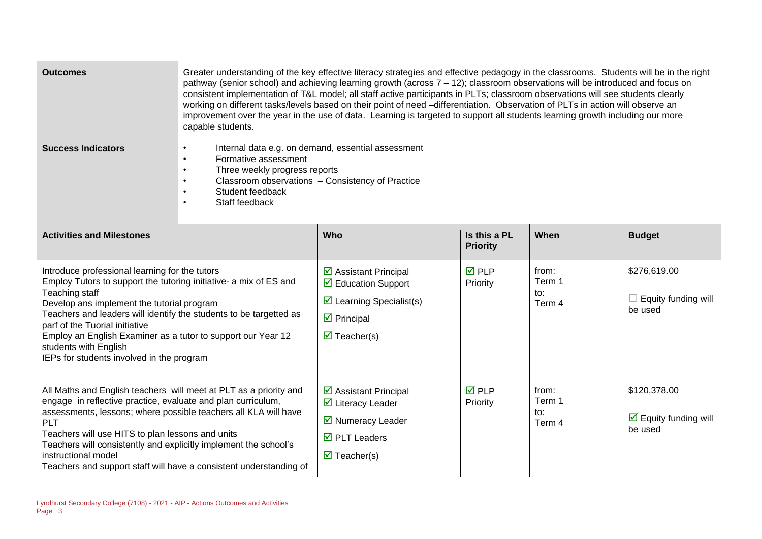| | |
|---|---|
| **Outcomes** | Greater understanding of the key effective literacy strategies and effective pedagogy in the classrooms. Students will be in the right pathway (senior school) and achieving learning growth (across 7 – 12); classroom observations will be introduced and focus on consistent implementation of T&L model; all staff active participants in PLTs; classroom observations will see students clearly working on different tasks/levels based on their point of need –differentiation. Observation of PLTs in action will observe an improvement over the year in the use of data. Learning is targeted to support all students learning growth including our more capable students. |
| **Success Indicators** | • Internal data e.g. on demand, essential assessment<br>• Formative assessment<br>• Three weekly progress reports<br>• Classroom observations – Consistency of Practice<br>• Student feedback<br>• Staff feedback |

| **Activities and Milestones** | **Who** | **Is this a PL Priority** | **When** | **Budget** |
|---|---|---|---|---|
| Introduce professional learning for the tutors<br>Employ Tutors to support the tutoring initiative- a mix of ES and Teaching staff<br>Develop ans implement the tutorial program<br>Teachers and leaders will identify the students to be targetted as parf of the Tuorial initiative<br>Employ an English Examiner as a tutor to support our Year 12 students with English<br>IEPs for students involved in the program | ☑ Assistant Principal<br>☑ Education Support<br>☑ Learning Specialist(s)<br>☑ Principal<br>☑ Teacher(s) | ☑ PLP Priority | from:<br>Term 1<br>to:<br>Term 4 | $276,619.00<br>☐ Equity funding will be used |
| All Maths and English teachers will meet at PLT as a priority and engage in reflective practice, evaluate and plan curriculum, assessments, lessons; where possible teachers all KLA will have PLT<br>Teachers will use HITS to plan lessons and units<br>Teachers will consistently and explicitly implement the school's instructional model<br>Teachers and support staff will have a consistent understanding of | ☑ Assistant Principal<br>☑ Literacy Leader<br>☑ Numeracy Leader<br>☑ PLT Leaders<br>☑ Teacher(s) | ☑ PLP Priority | from:<br>Term 1<br>to:<br>Term 4 | $120,378.00<br>☑ Equity funding will be used |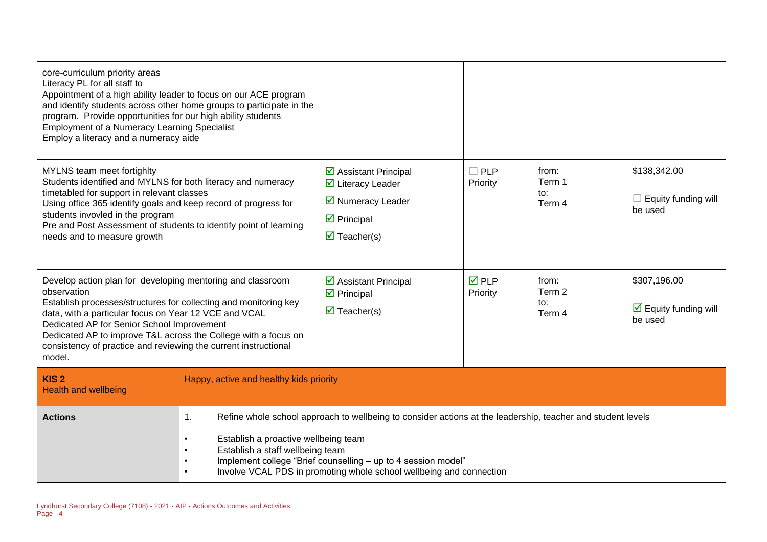| | | | | |
|---|---|---|---|---|
| core-curriculum priority areas<br>Literacy PL for all staff to<br>Appointment of a high ability leader to focus on our ACE program and identify students across other home groups to participate in the program. Provide opportunities for our high ability students<br>Employment of a Numeracy Learning Specialist<br>Employ a literacy and a numeracy aide | | | | |
| MYLNS team meet fortighlty<br>Students identified and MYLNS for both literacy and numeracy timetabled for support in relevant classes<br>Using office 365 identify goals and keep record of progress for students invovled in the program<br>Pre and Post Assessment of students to identify point of learning needs and to measure growth | ☑ Assistant Principal<br>☑ Literacy Leader<br>☑ Numeracy Leader<br>☑ Principal<br>☑ Teacher(s) | ☐ PLP Priority | from:<br>Term 1<br>to:<br>Term 4 | $138,342.00<br>☐ Equity funding will be used |
| Develop action plan for developing mentoring and classroom observation<br>Establish processes/structures for collecting and monitoring key data, with a particular focus on Year 12 VCE and VCAL<br>Dedicated AP for Senior School Improvement<br>Dedicated AP to improve T&L across the College with a focus on consistency of practice and reviewing the current instructional model. | ☑ Assistant Principal<br>☑ Principal<br>☑ Teacher(s) | ☑ PLP Priority | from:<br>Term 2<br>to:<br>Term 4 | $307,196.00<br>☑ Equity funding will be used |

| | |
|---|---|
| **KIS 2**<br>Health and wellbeing | Happy, active and healthy kids priority |
| **Actions** | 1. Refine whole school approach to wellbeing to consider actions at the leadership, teacher and student levels<br><br>• Establish a proactive wellbeing team<br>• Establish a staff wellbeing team<br>• Implement college "Brief counselling – up to 4 session model"<br>• Involve VCAL PDS in promoting whole school wellbeing and connection |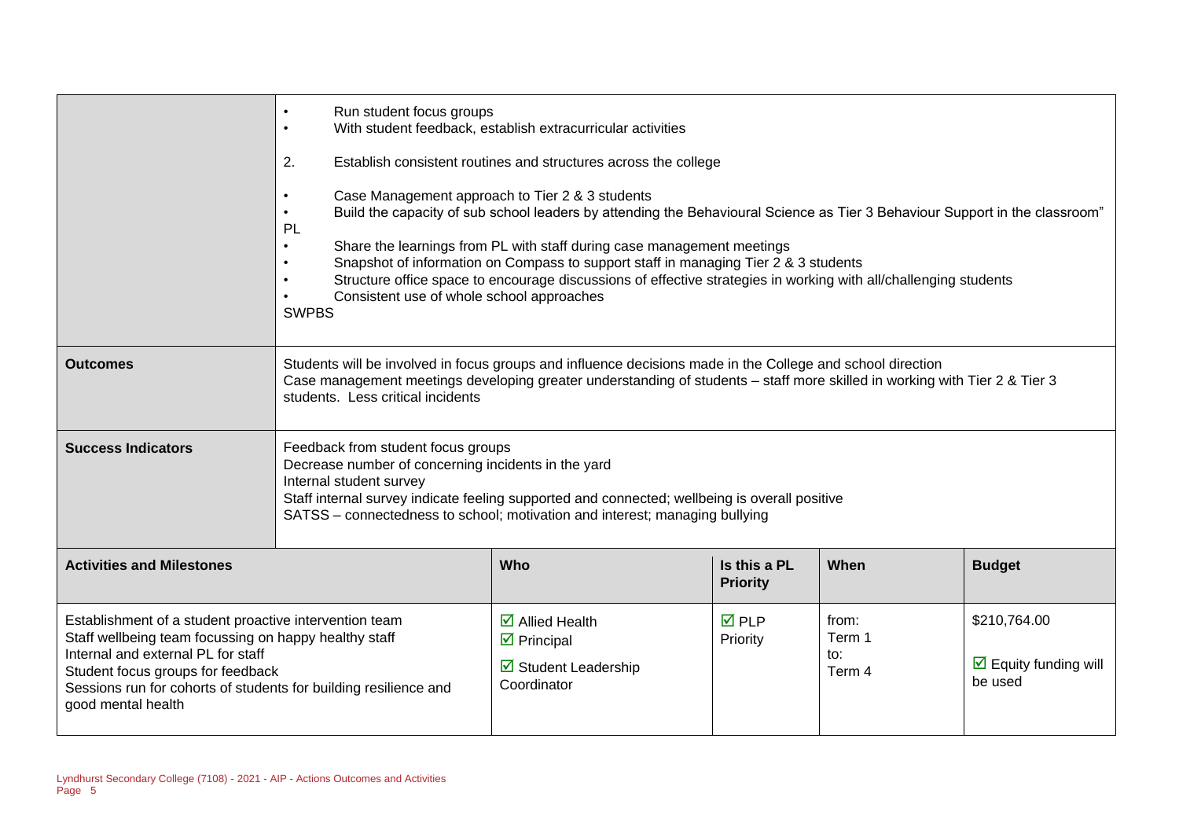| | |
|---|---|
| | • Run student focus groups<br>• With student feedback, establish extracurricular activities<br><br>2. Establish consistent routines and structures across the college<br><br>• Case Management approach to Tier 2 & 3 students<br>• Build the capacity of sub school leaders by attending the Behavioural Science as Tier 3 Behaviour Support in the classroom" PL<br>• Share the learnings from PL with staff during case management meetings<br>• Snapshot of information on Compass to support staff in managing Tier 2 & 3 students<br>• Structure office space to encourage discussions of effective strategies in working with all/challenging students<br>• Consistent use of whole school approaches<br>SWPBS |
| **Outcomes** | Students will be involved in focus groups and influence decisions made in the College and school direction<br>Case management meetings developing greater understanding of students – staff more skilled in working with Tier 2 & Tier 3 students. Less critical incidents |
| **Success Indicators** | Feedback from student focus groups<br>Decrease number of concerning incidents in the yard<br>Internal student survey<br>Staff internal survey indicate feeling supported and connected; wellbeing is overall positive<br>SATSS – connectedness to school; motivation and interest; managing bullying |

| **Activities and Milestones** | **Who** | **Is this a PL Priority** | **When** | **Budget** |
|---|---|---|---|---|
| Establishment of a student proactive intervention team<br>Staff wellbeing team focussing on happy healthy staff<br>Internal and external PL for staff<br>Student focus groups for feedback<br>Sessions run for cohorts of students for building resilience and good mental health | ☑ Allied Health<br>☑ Principal<br>☑ Student Leadership Coordinator | ☑ PLP Priority | from:<br>Term 1<br>to:<br>Term 4 | $210,764.00<br><br>☑ Equity funding will be used |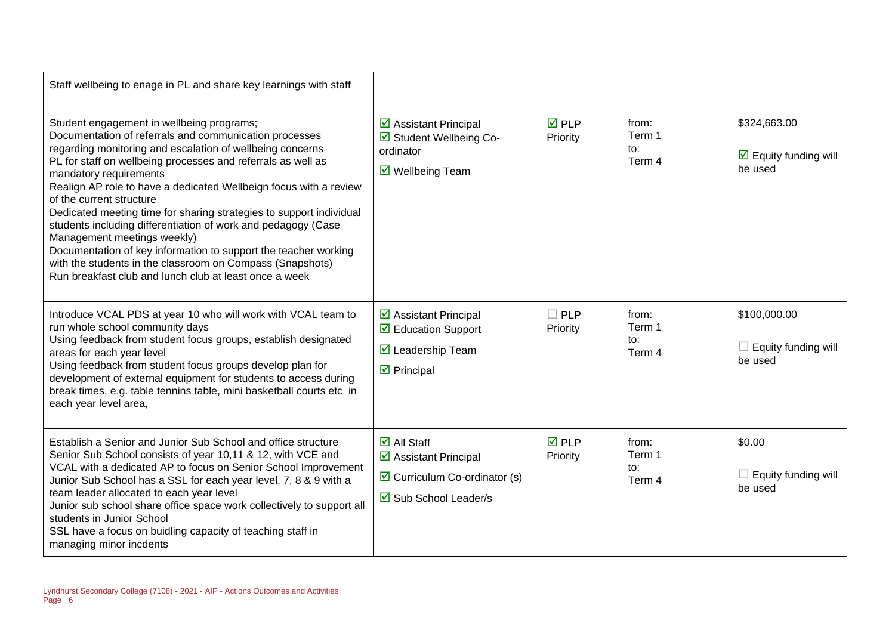| | | | | |
|---|---|---|---|---|
| Staff wellbeing to enage in PL and share key learnings with staff | | | | |
| Student engagement in wellbeing programs;<br>Documentation of referrals and communication processes regarding monitoring and escalation of wellbeing concerns<br>PL for staff on wellbeing processes and referrals as well as mandatory requirements<br>Realign AP role to have a dedicated Wellbeign focus with a review of the current structure<br>Dedicated meeting time for sharing strategies to support individual students including differentiation of work and pedagogy (Case Management meetings weekly)<br>Documentation of key information to support the teacher working with the students in the classroom on Compass (Snapshots)<br>Run breakfast club and lunch club at least once a week | ☑ Assistant Principal<br>☑ Student Wellbeing Co-ordinator<br>☑ Wellbeing Team | ☑ PLP Priority | from:<br>Term 1<br>to:<br>Term 4 | $324,663.00<br>☑ Equity funding will be used |
| Introduce VCAL PDS at year 10 who will work with VCAL team to run whole school community days<br>Using feedback from student focus groups, establish designated areas for each year level<br>Using feedback from student focus groups develop plan for development of external equipment for students to access during break times, e.g. table tennins table, mini basketball courts etc in each year level area, | ☑ Assistant Principal<br>☑ Education Support<br>☑ Leadership Team<br>☑ Principal | ☐ PLP Priority | from:<br>Term 1<br>to:<br>Term 4 | $100,000.00<br>☐ Equity funding will be used |
| Establish a Senior and Junior Sub School and office structure<br>Senior Sub School consists of year 10,11 & 12, with VCE and VCAL with a dedicated AP to focus on Senior School Improvement<br>Junior Sub School has a SSL for each year level, 7, 8 & 9 with a team leader allocated to each year level<br>Junior sub school share office space work collectively to support all students in Junior School<br>SSL have a focus on buidling capacity of teaching staff in managing minor incdents | ☑ All Staff<br>☑ Assistant Principal<br>☑ Curriculum Co-ordinator (s)<br>☑ Sub School Leader/s | ☑ PLP Priority | from:<br>Term 1<br>to:<br>Term 4 | $0.00<br>☐ Equity funding will be used |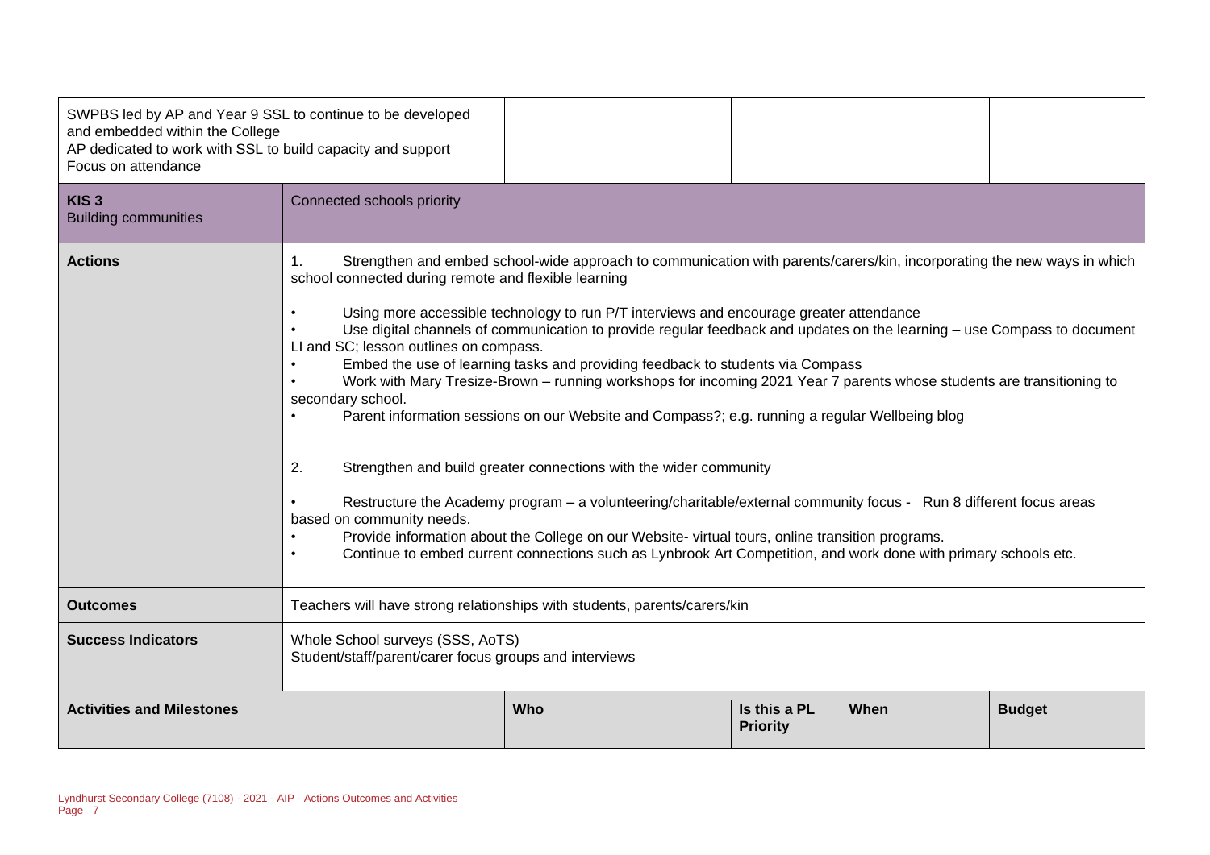| | | | | | |
|---|---|---|---|---|---|
| SWPBS led by AP and Year 9 SSL to continue to be developed and embedded within the College<br>AP dedicated to work with SSL to build capacity and support<br>Focus on attendance | | | | | |
| **KIS 3**<br>Building communities | Connected schools priority | | | | |
| **Actions** | 1. Strengthen and embed school-wide approach to communication with parents/carers/kin, incorporating the new ways in which school connected during remote and flexible learning<br><br>• Using more accessible technology to run P/T interviews and encourage greater attendance<br>• Use digital channels of communication to provide regular feedback and updates on the learning – use Compass to document LI and SC; lesson outlines on compass.<br>• Embed the use of learning tasks and providing feedback to students via Compass<br>• Work with Mary Tresize-Brown – running workshops for incoming 2021 Year 7 parents whose students are transitioning to secondary school.<br>• Parent information sessions on our Website and Compass?; e.g. running a regular Wellbeing blog<br><br>2. Strengthen and build greater connections with the wider community<br><br>• Restructure the Academy program – a volunteering/charitable/external community focus - Run 8 different focus areas based on community needs.<br>• Provide information about the College on our Website- virtual tours, online transition programs.<br>• Continue to embed current connections such as Lynbrook Art Competition, and work done with primary schools etc. | | | | |
| **Outcomes** | Teachers will have strong relationships with students, parents/carers/kin | | | | |
| **Success Indicators** | Whole School surveys (SSS, AoTS)<br>Student/staff/parent/carer focus groups and interviews | | | | |
| **Activities and Milestones** | | **Who** | **Is this a PL Priority** | **When** | **Budget** |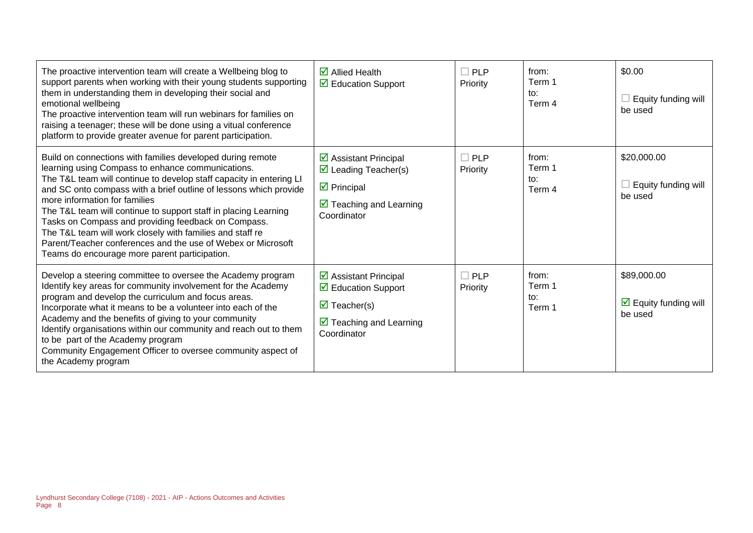| | | | | |
|---|---|---|---|---|
| The proactive intervention team will create a Wellbeing blog to support parents when working with their young students supporting them in understanding them in developing their social and emotional wellbeing<br>The proactive intervention team will run webinars for families on raising a teenager; these will be done using a vitual conference platform to provide greater avenue for parent participation. | ☑ Allied Health<br>☑ Education Support | ☐ PLP Priority | from:<br>Term 1<br>to:<br>Term 4 | $0.00<br><br>☐ Equity funding will be used |
| Build on connections with families developed during remote learning using Compass to enhance communications.<br>The T&L team will continue to develop staff capacity in entering LI and SC onto compass with a brief outline of lessons which provide more information for families<br>The T&L team will continue to support staff in placing Learning Tasks on Compass and providing feedback on Compass.<br>The T&L team will work closely with families and staff re Parent/Teacher conferences and the use of Webex or Microsoft Teams do encourage more parent participation. | ☑ Assistant Principal<br>☑ Leading Teacher(s)<br>☑ Principal<br>☑ Teaching and Learning Coordinator | ☐ PLP Priority | from:<br>Term 1<br>to:<br>Term 4 | $20,000.00<br><br>☐ Equity funding will be used |
| Develop a steering committee to oversee the Academy program<br>Identify key areas for community involvement for the Academy program and develop the curriculum and focus areas.<br>Incorporate what it means to be a volunteer into each of the Academy and the benefits of giving to your community<br>Identify organisations within our community and reach out to them to be part of the Academy program<br>Community Engagement Officer to oversee community aspect of the Academy program | ☑ Assistant Principal<br>☑ Education Support<br>☑ Teacher(s)<br>☑ Teaching and Learning Coordinator | ☐ PLP Priority | from:<br>Term 1<br>to:<br>Term 1 | $89,000.00<br><br>☑ Equity funding will be used |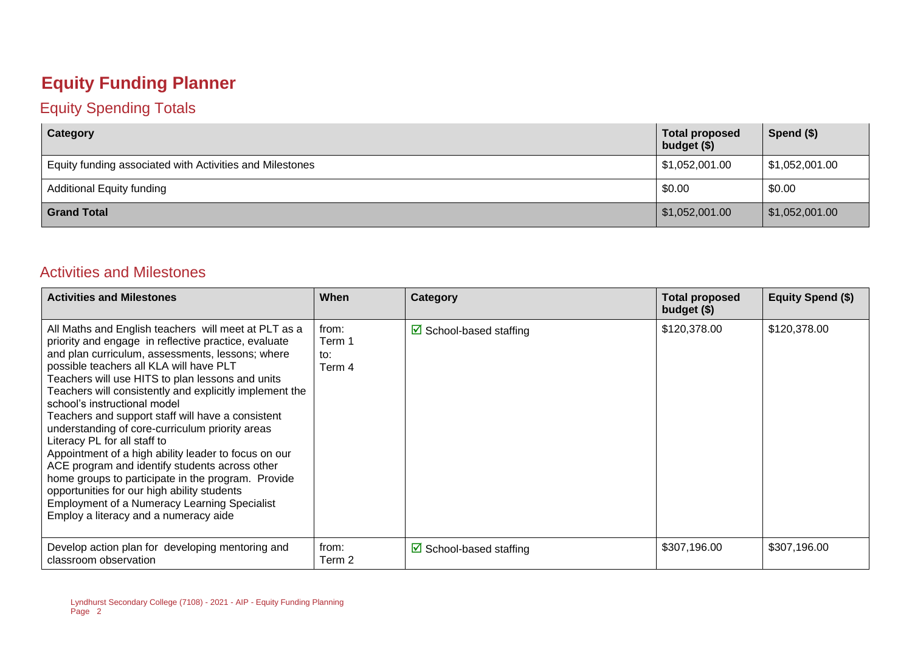# Equity Funding Planner

## Equity Spending Totals

| Category | Total proposed budget ($) | Spend ($) |
|---|---|---|
| Equity funding associated with Activities and Milestones | $1,052,001.00 | $1,052,001.00 |
| Additional Equity funding | $0.00 | $0.00 |
| **Grand Total** | $1,052,001.00 | $1,052,001.00 |

## Activities and Milestones

| Activities and Milestones | When | Category | Total proposed budget ($) | Equity Spend ($) |
|---|---|---|---|---|
| All Maths and English teachers will meet at PLT as a priority and engage in reflective practice, evaluate and plan curriculum, assessments, lessons; where possible teachers all KLA will have PLT<br>Teachers will use HITS to plan lessons and units<br>Teachers will consistently and explicitly implement the school's instructional model<br>Teachers and support staff will have a consistent understanding of core-curriculum priority areas<br>Literacy PL for all staff to<br>Appointment of a high ability leader to focus on our ACE program and identify students across other home groups to participate in the program. Provide opportunities for our high ability students<br>Employment of a Numeracy Learning Specialist<br>Employ a literacy and a numeracy aide | from: Term 1 to: Term 4 | ☑ School-based staffing | $120,378.00 | $120,378.00 |
| Develop action plan for developing mentoring and classroom observation | from: Term 2 | ☑ School-based staffing | $307,196.00 | $307,196.00 |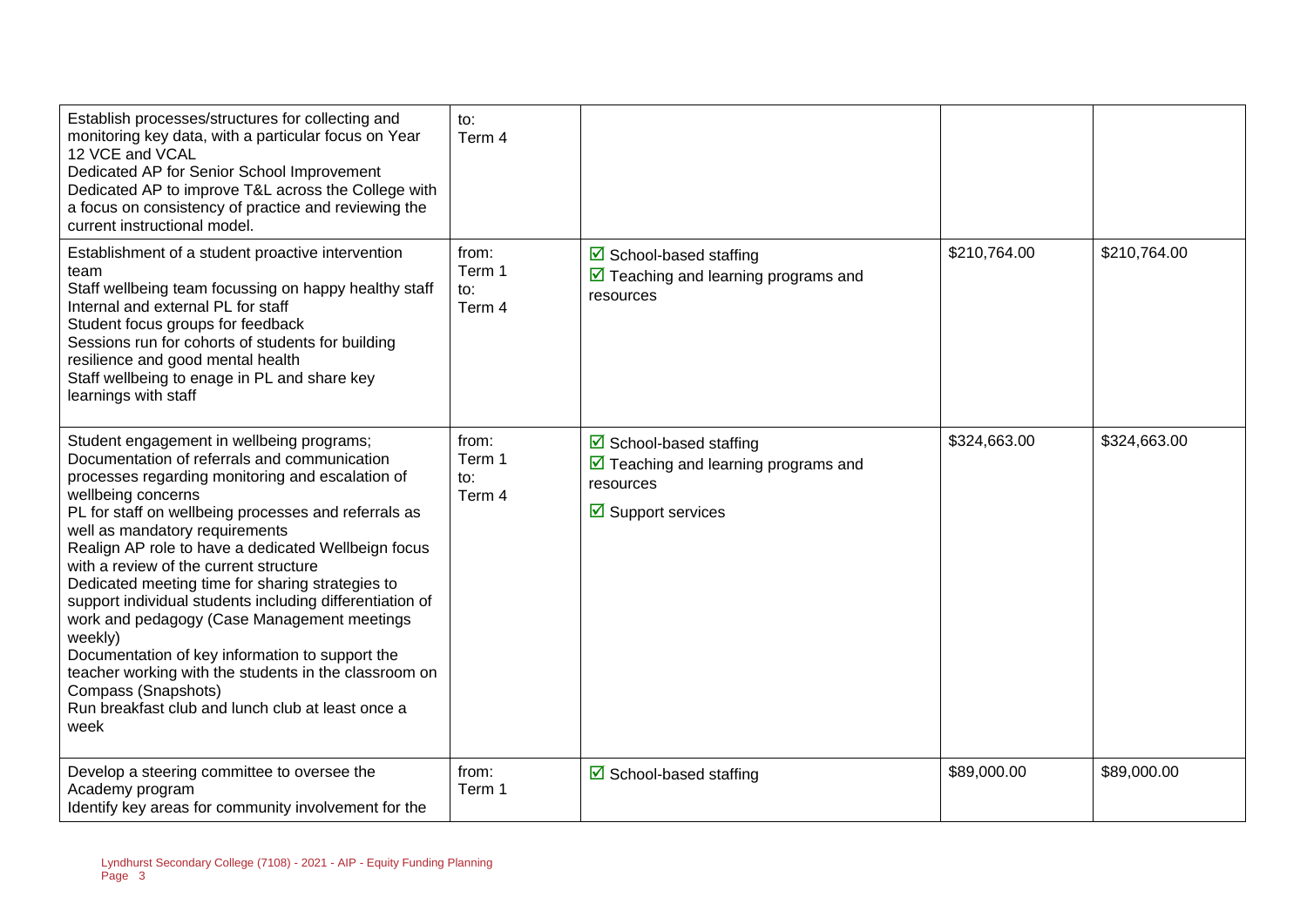| | | | | |
|---|---|---|---|---|
| Establish processes/structures for collecting and monitoring key data, with a particular focus on Year 12 VCE and VCAL<br>Dedicated AP for Senior School Improvement<br>Dedicated AP to improve T&L across the College with a focus on consistency of practice and reviewing the current instructional model. | to:<br>Term 4 | | | |
| Establishment of a student proactive intervention team<br>Staff wellbeing team focussing on happy healthy staff<br>Internal and external PL for staff<br>Student focus groups for feedback<br>Sessions run for cohorts of students for building resilience and good mental health<br>Staff wellbeing to enage in PL and share key learnings with staff | from:<br>Term 1<br>to:<br>Term 4 | ☑ School-based staffing<br>☑ Teaching and learning programs and resources | $210,764.00 | $210,764.00 |
| Student engagement in wellbeing programs;<br>Documentation of referrals and communication processes regarding monitoring and escalation of wellbeing concerns<br>PL for staff on wellbeing processes and referrals as well as mandatory requirements<br>Realign AP role to have a dedicated Wellbeign focus with a review of the current structure<br>Dedicated meeting time for sharing strategies to support individual students including differentiation of work and pedagogy (Case Management meetings weekly)<br>Documentation of key information to support the teacher working with the students in the classroom on Compass (Snapshots)<br>Run breakfast club and lunch club at least once a week | from:<br>Term 1<br>to:<br>Term 4 | ☑ School-based staffing<br>☑ Teaching and learning programs and resources<br>☑ Support services | $324,663.00 | $324,663.00 |
| Develop a steering committee to oversee the Academy program<br>Identify key areas for community involvement for the | from:<br>Term 1 | ☑ School-based staffing | $89,000.00 | $89,000.00 |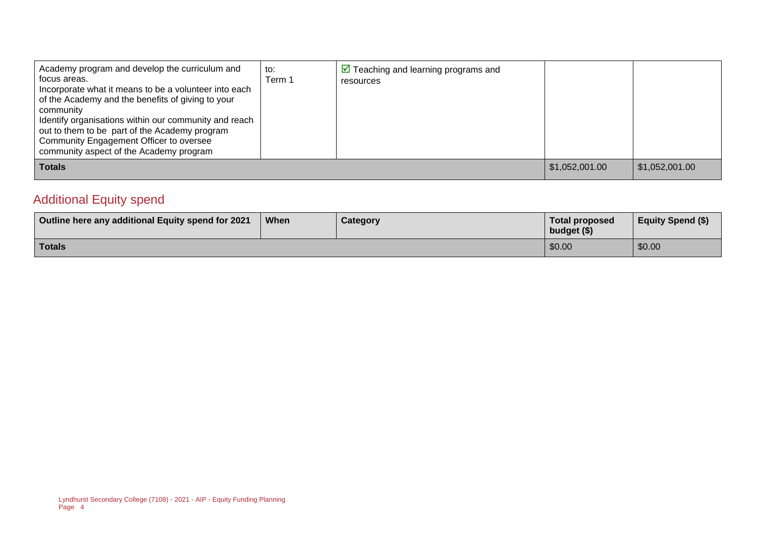| | | | | |
|---|---|---|---|---|
| Academy program and develop the curriculum and focus areas.<br>Incorporate what it means to be a volunteer into each of the Academy and the benefits of giving to your community<br>Identify organisations within our community and reach out to them to be part of the Academy program<br>Community Engagement Officer to oversee community aspect of the Academy program | to:<br>Term 1 | ☑ Teaching and learning programs and resources | | |
| **Totals** | | | $1,052,001.00 | $1,052,001.00 |

## Additional Equity spend

| Outline here any additional Equity spend for 2021 | When | Category | Total proposed budget ($) | Equity Spend ($) |
|---|---|---|---|---|
| **Totals** | | | $0.00 | $0.00 |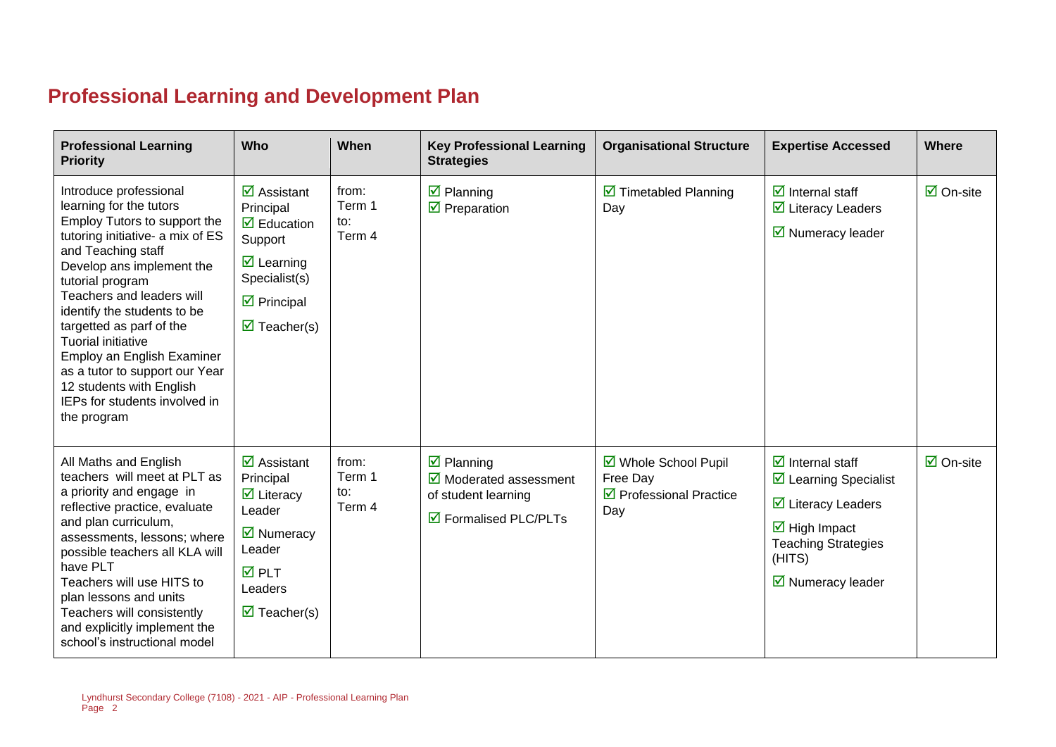## Professional Learning and Development Plan

| Professional Learning Priority | Who | When | Key Professional Learning Strategies | Organisational Structure | Expertise Accessed | Where |
|---|---|---|---|---|---|---|
| Introduce professional learning for the tutors<br>Employ Tutors to support the tutoring initiative- a mix of ES and Teaching staff<br>Develop ans implement the tutorial program<br>Teachers and leaders will identify the students to be targetted as parf of the Tuorial initiative<br>Employ an English Examiner as a tutor to support our Year 12 students with English<br>IEPs for students involved in the program | ☑ Assistant Principal<br>☑ Education Support<br>☑ Learning Specialist(s)<br>☑ Principal<br>☑ Teacher(s) | from:<br>Term 1<br>to:<br>Term 4 | ☑ Planning<br>☑ Preparation | ☑ Timetabled Planning Day | ☑ Internal staff<br>☑ Literacy Leaders<br>☑ Numeracy leader | ☑ On-site |
| All Maths and English teachers will meet at PLT as a priority and engage in reflective practice, evaluate and plan curriculum, assessments, lessons; where possible teachers all KLA will have PLT<br>Teachers will use HITS to plan lessons and units<br>Teachers will consistently and explicitly implement the school's instructional model | ☑ Assistant Principal<br>☑ Literacy Leader<br>☑ Numeracy Leader<br>☑ PLT Leaders<br>☑ Teacher(s) | from:<br>Term 1<br>to:<br>Term 4 | ☑ Planning<br>☑ Moderated assessment of student learning<br>☑ Formalised PLC/PLTs | ☑ Whole School Pupil Free Day<br>☑ Professional Practice Day | ☑ Internal staff<br>☑ Learning Specialist<br>☑ Literacy Leaders<br>☑ High Impact Teaching Strategies (HITS)<br>☑ Numeracy leader | ☑ On-site |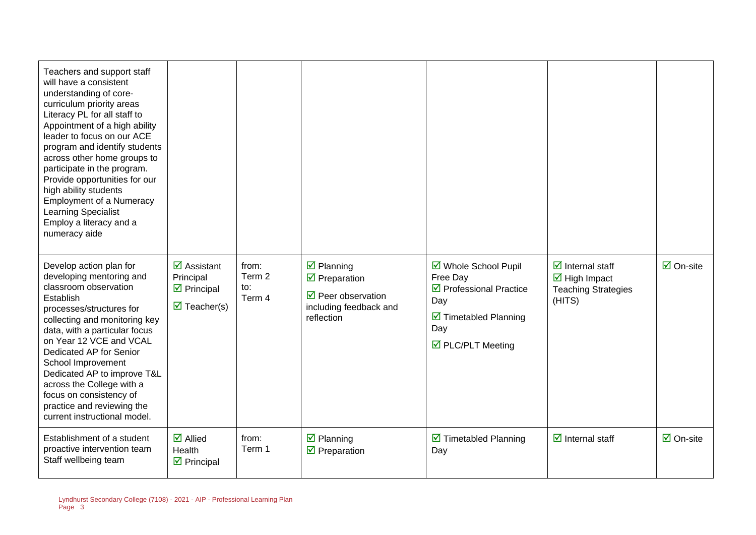| | | | | | | |
|---|---|---|---|---|---|---|
| Teachers and support staff will have a consistent understanding of core-curriculum priority areas<br>Literacy PL for all staff to<br>Appointment of a high ability leader to focus on our ACE program and identify students across other home groups to participate in the program.<br>Provide opportunities for our high ability students<br>Employment of a Numeracy Learning Specialist<br>Employ a literacy and a numeracy aide | | | | | | |
| Develop action plan for developing mentoring and classroom observation<br>Establish processes/structures for collecting and monitoring key data, with a particular focus on Year 12 VCE and VCAL<br>Dedicated AP for Senior School Improvement<br>Dedicated AP to improve T&L across the College with a focus on consistency of practice and reviewing the current instructional model. | ☑ Assistant Principal<br>☑ Principal<br>☑ Teacher(s) | from: Term 2<br>to: Term 4 | ☑ Planning<br>☑ Preparation<br>☑ Peer observation including feedback and reflection | ☑ Whole School Pupil Free Day<br>☑ Professional Practice Day<br>☑ Timetabled Planning Day<br>☑ PLC/PLT Meeting | ☑ Internal staff<br>☑ High Impact Teaching Strategies (HITS) | ☑ On-site |
| Establishment of a student proactive intervention team<br>Staff wellbeing team | ☑ Allied Health<br>☑ Principal | from: Term 1 | ☑ Planning<br>☑ Preparation | ☑ Timetabled Planning Day | ☑ Internal staff | ☑ On-site |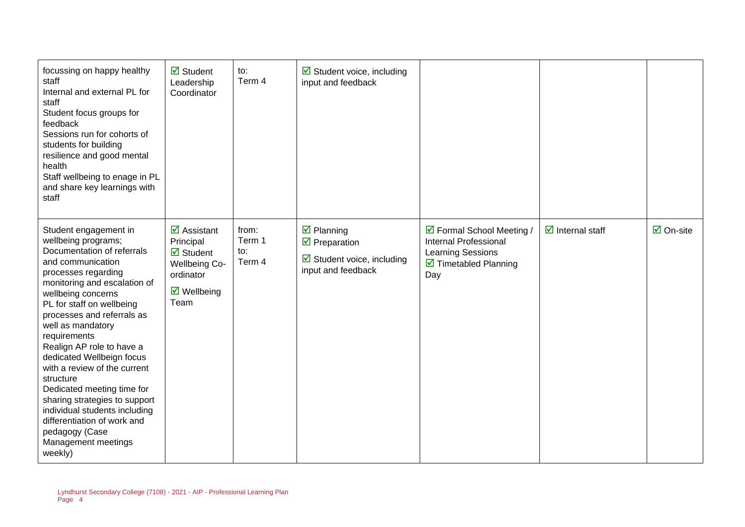| | | | | | | |
|---|---|---|---|---|---|---|
| focussing on happy healthy staff<br>Internal and external PL for staff<br>Student focus groups for feedback<br>Sessions run for cohorts of students for building resilience and good mental health<br>Staff wellbeing to enage in PL and share key learnings with staff | ☑ Student Leadership Coordinator | to:<br>Term 4 | ☑ Student voice, including input and feedback | | | |
| Student engagement in wellbeing programs;<br>Documentation of referrals and communication processes regarding monitoring and escalation of wellbeing concerns<br>PL for staff on wellbeing processes and referrals as well as mandatory requirements<br>Realign AP role to have a dedicated Wellbeign focus with a review of the current structure<br>Dedicated meeting time for sharing strategies to support individual students including differentiation of work and pedagogy (Case Management meetings weekly) | ☑ Assistant Principal<br>☑ Student Wellbeing Co-ordinator<br>☑ Wellbeing Team | from:<br>Term 1<br>to:<br>Term 4 | ☑ Planning<br>☑ Preparation<br>☑ Student voice, including input and feedback | ☑ Formal School Meeting / Internal Professional Learning Sessions<br>☑ Timetabled Planning Day | ☑ Internal staff | ☑ On-site |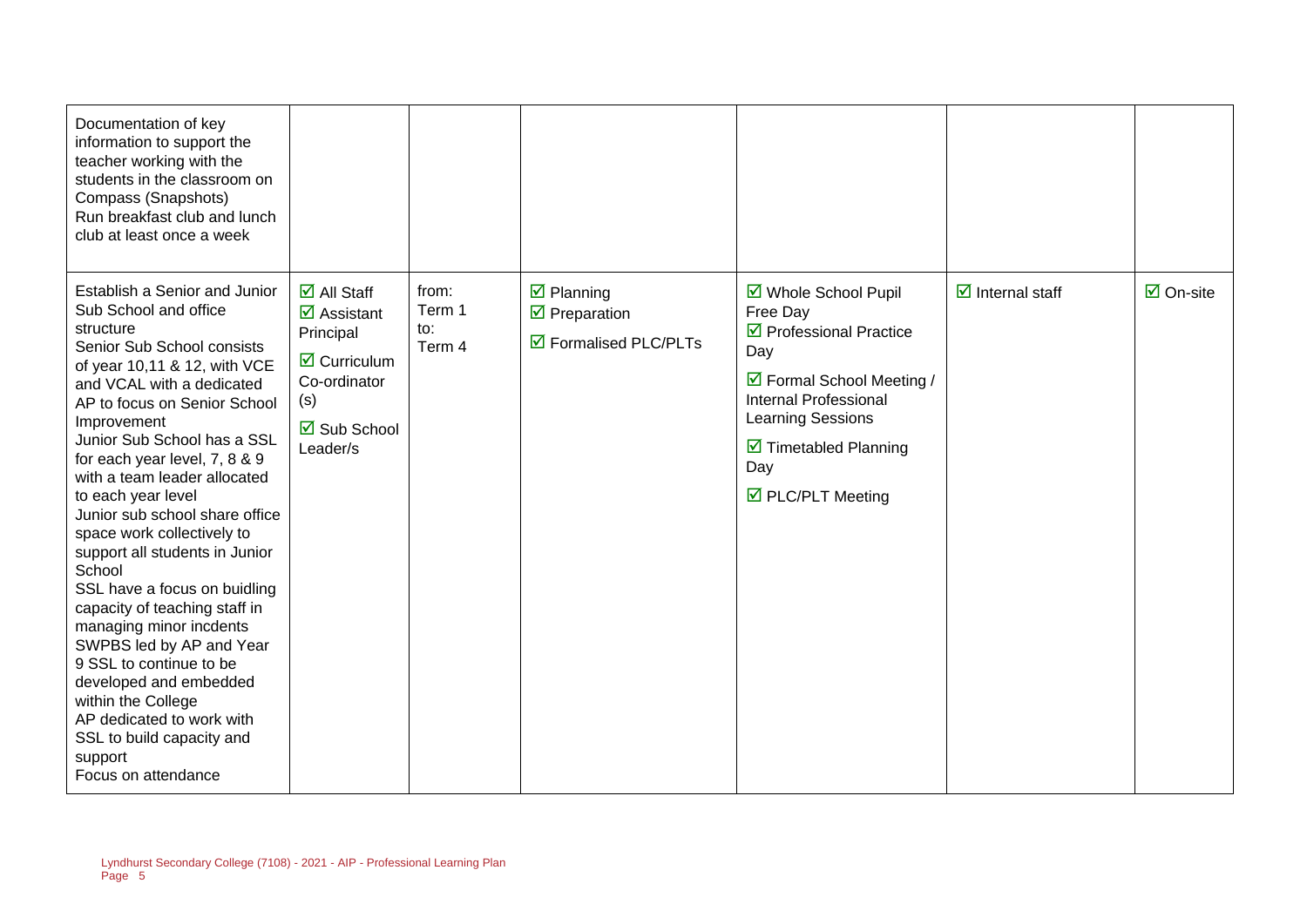| | | | | | | |
|---|---|---|---|---|---|---|
| Documentation of key information to support the teacher working with the students in the classroom on Compass (Snapshots)<br>Run breakfast club and lunch club at least once a week | | | | | | |
| Establish a Senior and Junior Sub School and office structure<br>Senior Sub School consists of year 10,11 & 12, with VCE and VCAL with a dedicated AP to focus on Senior School Improvement<br>Junior Sub School has a SSL for each year level, 7, 8 & 9 with a team leader allocated to each year level<br>Junior sub school share office space work collectively to support all students in Junior School<br>SSL have a focus on buidling capacity of teaching staff in managing minor incdents<br>SWPBS led by AP and Year 9 SSL to continue to be developed and embedded within the College<br>AP dedicated to work with SSL to build capacity and support<br>Focus on attendance | ☑ All Staff<br>☑ Assistant Principal<br>☑ Curriculum Co-ordinator (s)<br>☑ Sub School Leader/s | from:<br>Term 1<br>to:<br>Term 4 | ☑ Planning<br>☑ Preparation<br>☑ Formalised PLC/PLTs | ☑ Whole School Pupil Free Day<br>☑ Professional Practice Day<br>☑ Formal School Meeting / Internal Professional Learning Sessions<br>☑ Timetabled Planning Day<br>☑ PLC/PLT Meeting | ☑ Internal staff | ☑ On-site |